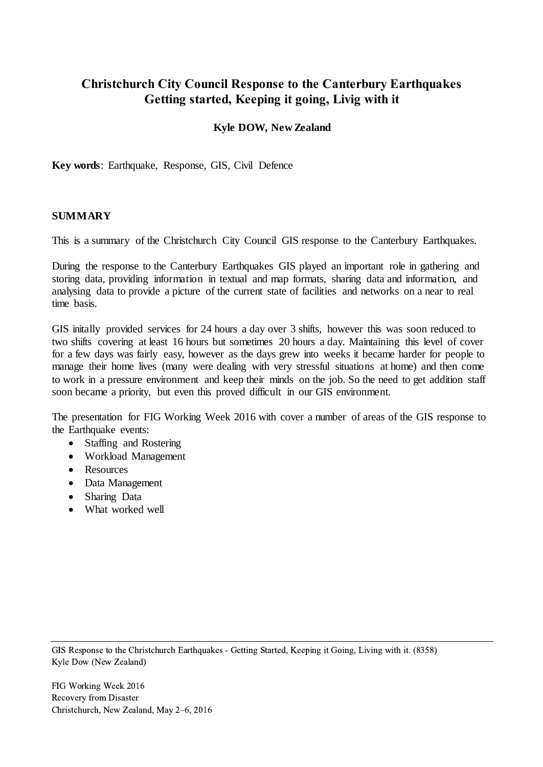# Christchurch City Council Response to the Canterbury Earthquakes Getting started, Keeping it going, Livig with it

**Kyle DOW, New Zealand**

**Key words**: Earthquake, Response, GIS, Civil Defence

## SUMMARY

This is a summary of the Christchurch City Council GIS response to the Canterbury Earthquakes.

During the response to the Canterbury Earthquakes GIS played an important role in gathering and storing data, providing information in textual and map formats, sharing data and information, and analysing data to provide a picture of the current state of facilities and networks on a near to real time basis.

GIS initally provided services for 24 hours a day over 3 shifts, however this was soon reduced to two shifts covering at least 16 hours but sometimes 20 hours a day. Maintaining this level of cover for a few days was fairly easy, however as the days grew into weeks it became harder for people to manage their home lives (many were dealing with very stressful situations at home) and then come to work in a pressure environment and keep their minds on the job. So the need to get addition staff soon became a priority, but even this proved difficult in our GIS environment.

The presentation for FIG Working Week 2016 with cover a number of areas of the GIS response to the Earthquake events:

- Staffing and Rostering
- Workload Management
- Resources
- Data Management
- Sharing Data
- What worked well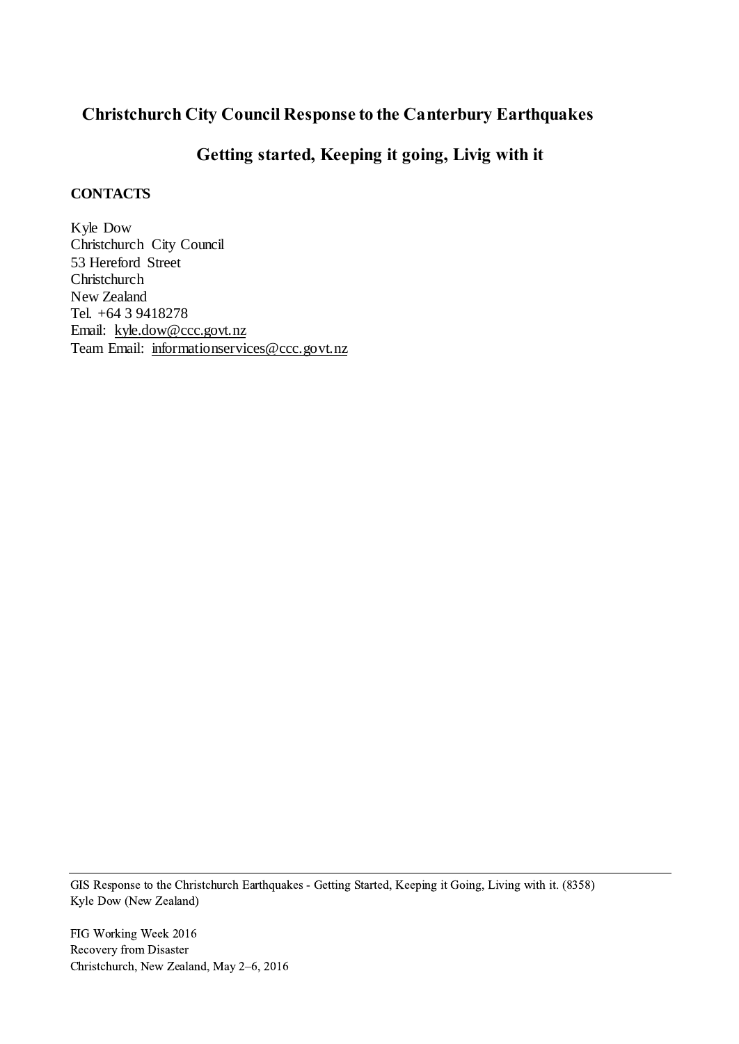# Christchurch City Council Response to the Canterbury Earthquakes

## Getting started, Keeping it going, Livig with it

**CONTACTS**

Kyle Dow
Christchurch City Council
53 Hereford Street
Christchurch
New Zealand
Tel. +64 3 9418278
Email: kyle.dow@ccc.govt.nz
Team Email: informationservices@ccc.govt.nz